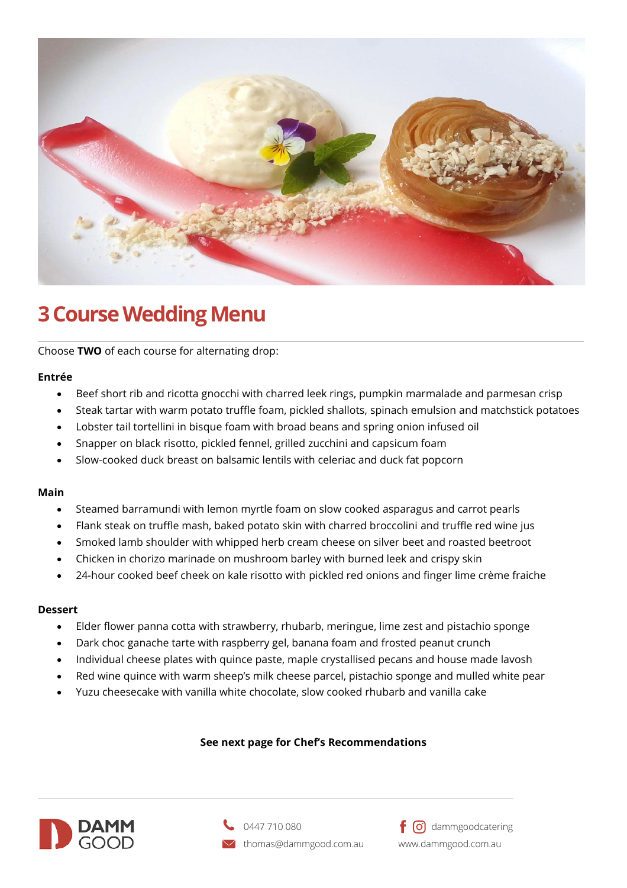# 3 Course Wedding Menu

Choose **TWO** of each course for alternating drop:

**Entrée**

- Beef short rib and ricotta gnocchi with charred leek rings, pumpkin marmalade and parmesan crisp
- Steak tartar with warm potato truffle foam, pickled shallots, spinach emulsion and matchstick potatoes
- Lobster tail tortellini in bisque foam with broad beans and spring onion infused oil
- Snapper on black risotto, pickled fennel, grilled zucchini and capsicum foam
- Slow-cooked duck breast on balsamic lentils with celeriac and duck fat popcorn

**Main**

- Steamed barramundi with lemon myrtle foam on slow cooked asparagus and carrot pearls
- Flank steak on truffle mash, baked potato skin with charred broccolini and truffle red wine jus
- Smoked lamb shoulder with whipped herb cream cheese on silver beet and roasted beetroot
- Chicken in chorizo marinade on mushroom barley with burned leek and crispy skin
- 24-hour cooked beef cheek on kale risotto with pickled red onions and finger lime crème fraiche

**Dessert**

- Elder flower panna cotta with strawberry, rhubarb, meringue, lime zest and pistachio sponge
- Dark choc ganache tarte with raspberry gel, banana foam and frosted peanut crunch
- Individual cheese plates with quince paste, maple crystallised pecans and house made lavosh
- Red wine quince with warm sheep's milk cheese parcel, pistachio sponge and mulled white pear
- Yuzu cheesecake with vanilla white chocolate, slow cooked rhubarb and vanilla cake

**See next page for Chef's Recommendations**

DAMM GOOD

0447 710 080
thomas@dammgood.com.au

dammgoodcatering
www.dammgood.com.au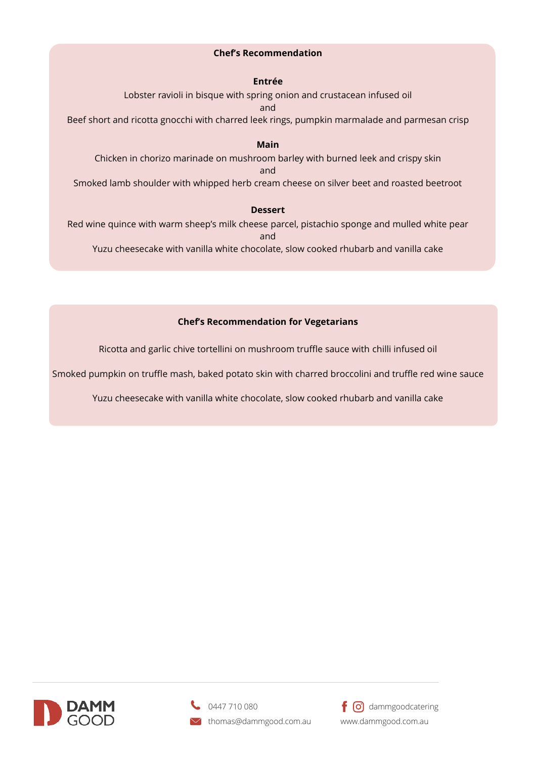## Chef's Recommendation

### Entrée

Lobster ravioli in bisque with spring onion and crustacean infused oil

and

Beef short and ricotta gnocchi with charred leek rings, pumpkin marmalade and parmesan crisp

### Main

Chicken in chorizo marinade on mushroom barley with burned leek and crispy skin

and

Smoked lamb shoulder with whipped herb cream cheese on silver beet and roasted beetroot

### Dessert

Red wine quince with warm sheep's milk cheese parcel, pistachio sponge and mulled white pear

and

Yuzu cheesecake with vanilla white chocolate, slow cooked rhubarb and vanilla cake

## Chef's Recommendation for Vegetarians

Ricotta and garlic chive tortellini on mushroom truffle sauce with chilli infused oil

Smoked pumpkin on truffle mash, baked potato skin with charred broccolini and truffle red wine sauce

Yuzu cheesecake with vanilla white chocolate, slow cooked rhubarb and vanilla cake

DAMM GOOD

0447 710 080

thomas@dammgood.com.au

dammgoodcatering

www.dammgood.com.au